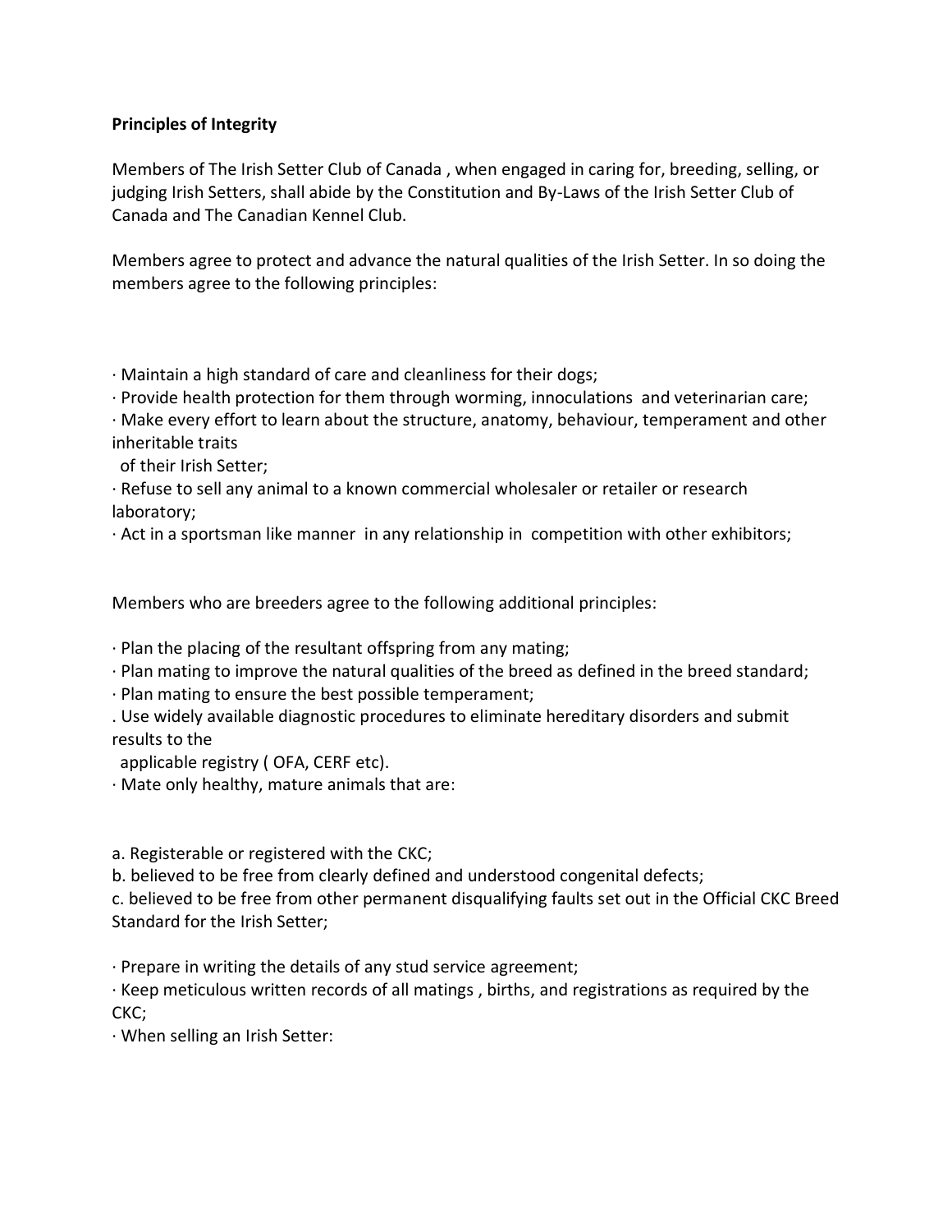**Principles of Integrity**

Members of The Irish Setter Club of Canada , when engaged in caring for, breeding, selling, or judging Irish Setters, shall abide by the Constitution and By-Laws of the Irish Setter Club of Canada and The Canadian Kennel Club.

Members agree to protect and advance the natural qualities of the Irish Setter. In so doing the members agree to the following principles:

· Maintain a high standard of care and cleanliness for their dogs;
· Provide health protection for them through worming, innoculations and veterinarian care;
· Make every effort to learn about the structure, anatomy, behaviour, temperament and other inheritable traits
  of their Irish Setter;
· Refuse to sell any animal to a known commercial wholesaler or retailer or research laboratory;
· Act in a sportsman like manner in any relationship in competition with other exhibitors;

Members who are breeders agree to the following additional principles:

· Plan the placing of the resultant offspring from any mating;
· Plan mating to improve the natural qualities of the breed as defined in the breed standard;
· Plan mating to ensure the best possible temperament;
. Use widely available diagnostic procedures to eliminate hereditary disorders and submit results to the
  applicable registry ( OFA, CERF etc).
· Mate only healthy, mature animals that are:

a. Registerable or registered with the CKC;
b. believed to be free from clearly defined and understood congenital defects;
c. believed to be free from other permanent disqualifying faults set out in the Official CKC Breed Standard for the Irish Setter;

· Prepare in writing the details of any stud service agreement;
· Keep meticulous written records of all matings , births, and registrations as required by the CKC;
· When selling an Irish Setter: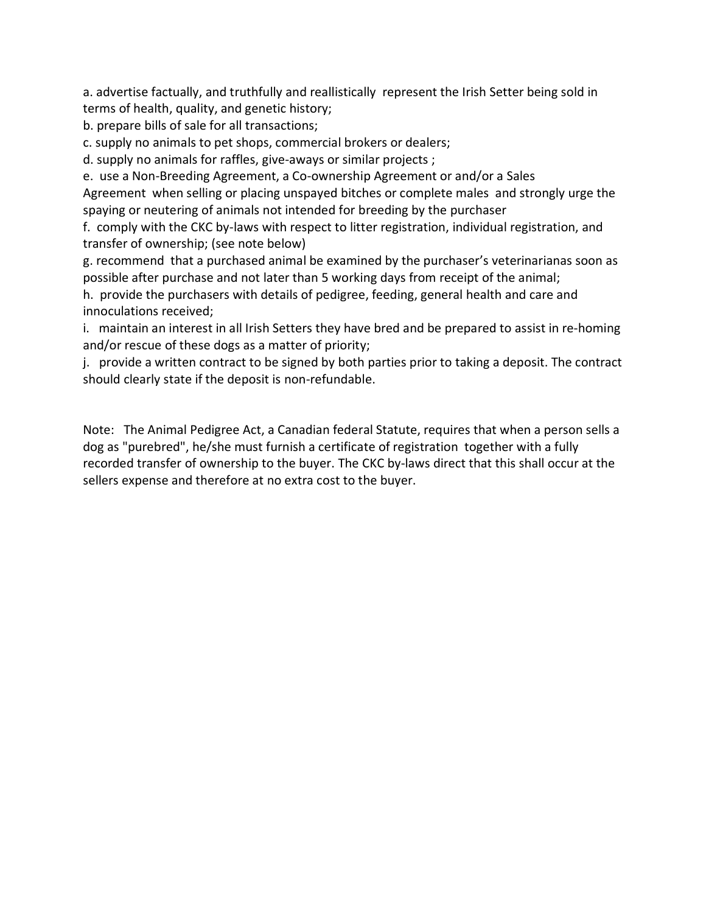a. advertise factually, and truthfully and reallistically represent the Irish Setter being sold in terms of health, quality, and genetic history;

b. prepare bills of sale for all transactions;

c. supply no animals to pet shops, commercial brokers or dealers;

d. supply no animals for raffles, give-aways or similar projects ;

e. use a Non-Breeding Agreement, a Co-ownership Agreement or and/or a Sales Agreement when selling or placing unspayed bitches or complete males and strongly urge the spaying or neutering of animals not intended for breeding by the purchaser

f. comply with the CKC by-laws with respect to litter registration, individual registration, and transfer of ownership; (see note below)

g. recommend that a purchased animal be examined by the purchaser's veterinarianas soon as possible after purchase and not later than 5 working days from receipt of the animal;

h. provide the purchasers with details of pedigree, feeding, general health and care and innoculations received;

i. maintain an interest in all Irish Setters they have bred and be prepared to assist in re-homing and/or rescue of these dogs as a matter of priority;

j. provide a written contract to be signed by both parties prior to taking a deposit. The contract should clearly state if the deposit is non-refundable.

Note: The Animal Pedigree Act, a Canadian federal Statute, requires that when a person sells a dog as "purebred", he/she must furnish a certificate of registration together with a fully recorded transfer of ownership to the buyer. The CKC by-laws direct that this shall occur at the sellers expense and therefore at no extra cost to the buyer.